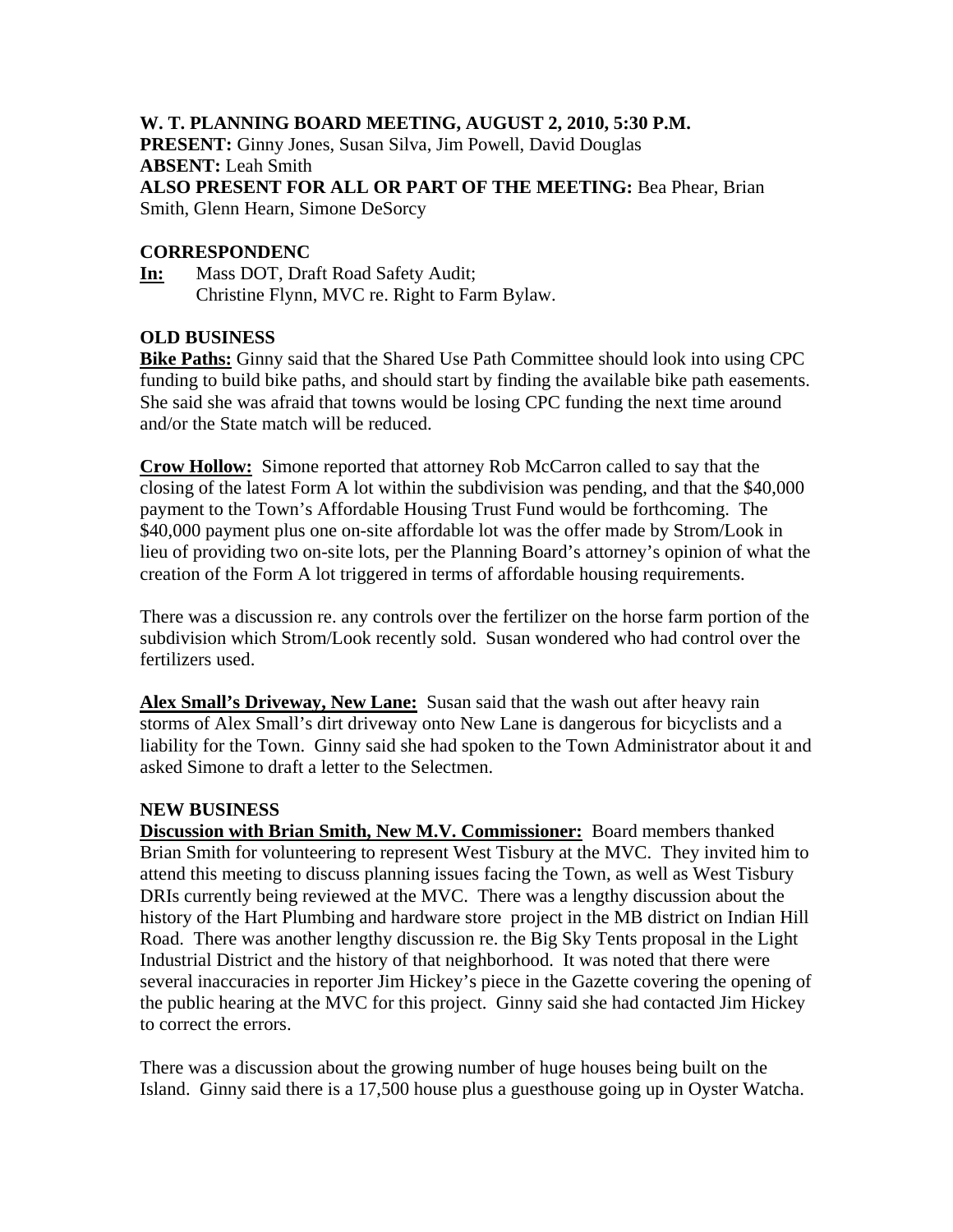**W. T. PLANNING BOARD MEETING, AUGUST 2, 2010, 5:30 P.M.**
**PRESENT:** Ginny Jones, Susan Silva, Jim Powell, David Douglas
**ABSENT:** Leah Smith
**ALSO PRESENT FOR ALL OR PART OF THE MEETING:** Bea Phear, Brian Smith, Glenn Hearn, Simone DeSorcy

**CORRESPONDENC**

**In:** Mass DOT, Draft Road Safety Audit;
Christine Flynn, MVC re. Right to Farm Bylaw.

**OLD BUSINESS**

**Bike Paths:** Ginny said that the Shared Use Path Committee should look into using CPC funding to build bike paths, and should start by finding the available bike path easements. She said she was afraid that towns would be losing CPC funding the next time around and/or the State match will be reduced.

**Crow Hollow:** Simone reported that attorney Rob McCarron called to say that the closing of the latest Form A lot within the subdivision was pending, and that the $40,000 payment to the Town's Affordable Housing Trust Fund would be forthcoming. The $40,000 payment plus one on-site affordable lot was the offer made by Strom/Look in lieu of providing two on-site lots, per the Planning Board's attorney's opinion of what the creation of the Form A lot triggered in terms of affordable housing requirements.

There was a discussion re. any controls over the fertilizer on the horse farm portion of the subdivision which Strom/Look recently sold. Susan wondered who had control over the fertilizers used.

**Alex Small's Driveway, New Lane:** Susan said that the wash out after heavy rain storms of Alex Small's dirt driveway onto New Lane is dangerous for bicyclists and a liability for the Town. Ginny said she had spoken to the Town Administrator about it and asked Simone to draft a letter to the Selectmen.

**NEW BUSINESS**

**Discussion with Brian Smith, New M.V. Commissioner:** Board members thanked Brian Smith for volunteering to represent West Tisbury at the MVC. They invited him to attend this meeting to discuss planning issues facing the Town, as well as West Tisbury DRIs currently being reviewed at the MVC. There was a lengthy discussion about the history of the Hart Plumbing and hardware store project in the MB district on Indian Hill Road. There was another lengthy discussion re. the Big Sky Tents proposal in the Light Industrial District and the history of that neighborhood. It was noted that there were several inaccuracies in reporter Jim Hickey's piece in the Gazette covering the opening of the public hearing at the MVC for this project. Ginny said she had contacted Jim Hickey to correct the errors.

There was a discussion about the growing number of huge houses being built on the Island. Ginny said there is a 17,500 house plus a guesthouse going up in Oyster Watcha.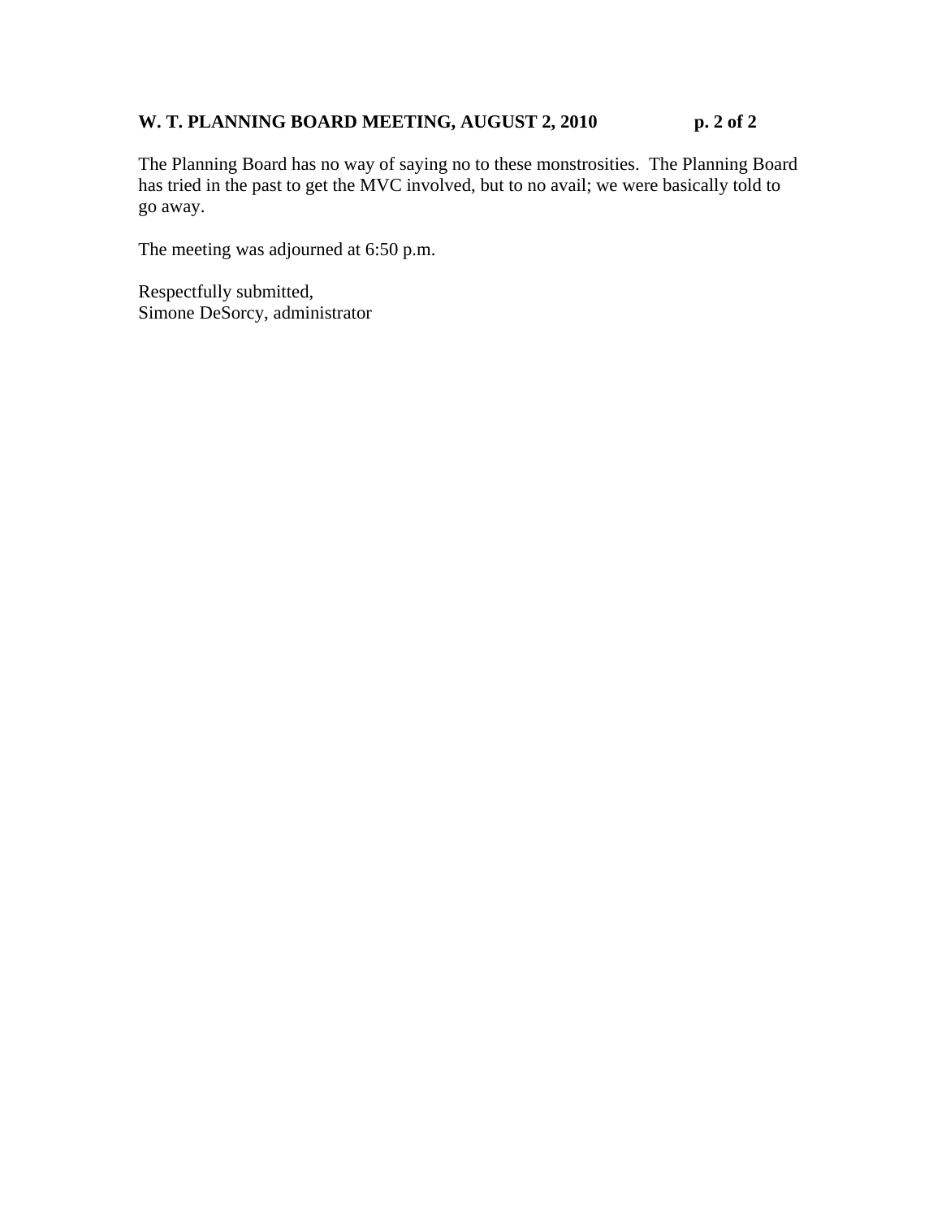The Planning Board has no way of saying no to these monstrosities. The Planning Board has tried in the past to get the MVC involved, but to no avail; we were basically told to go away.

The meeting was adjourned at 6:50 p.m.

Respectfully submitted,
Simone DeSorcy, administrator